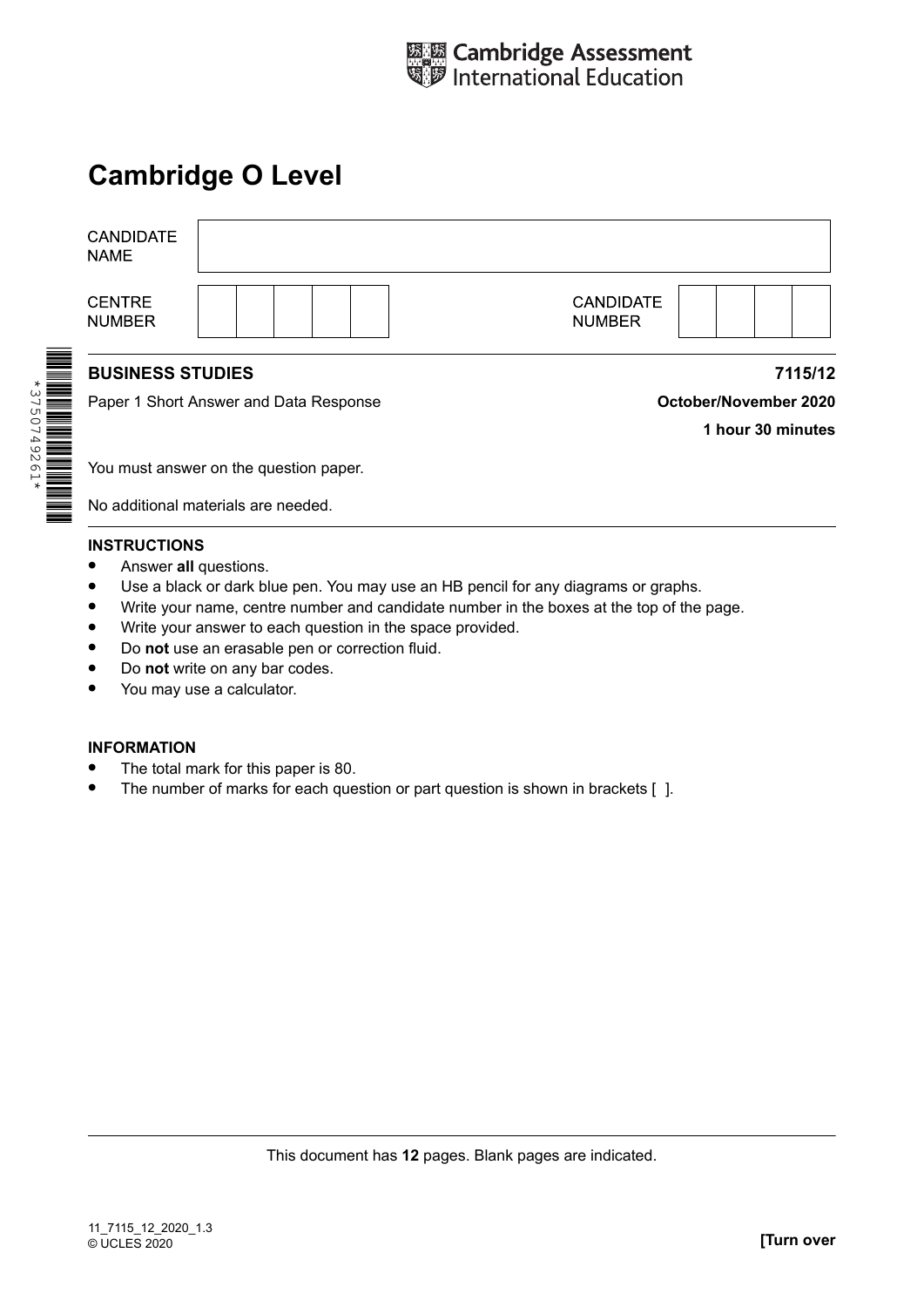Cambridge Assessment International Education

# Cambridge O Level

| CANDIDATE NAME | | | | | | | | | | |
|---|---|---|---|---|---|---|---|---|---|---|
| CENTRE NUMBER | | | | | | CANDIDATE NUMBER | | | | |

**BUSINESS STUDIES** **7115/12**

Paper 1 Short Answer and Data Response **October/November 2020**

**1 hour 30 minutes**

You must answer on the question paper.

No additional materials are needed.

**INSTRUCTIONS**

- Answer **all** questions.
- Use a black or dark blue pen. You may use an HB pencil for any diagrams or graphs.
- Write your name, centre number and candidate number in the boxes at the top of the page.
- Write your answer to each question in the space provided.
- Do **not** use an erasable pen or correction fluid.
- Do **not** write on any bar codes.
- You may use a calculator.

**INFORMATION**

- The total mark for this paper is 80.
- The number of marks for each question or part question is shown in brackets [ ].

This document has **12** pages. Blank pages are indicated.

11_7115_12_2020_1.3
© UCLES 2020

**[Turn over**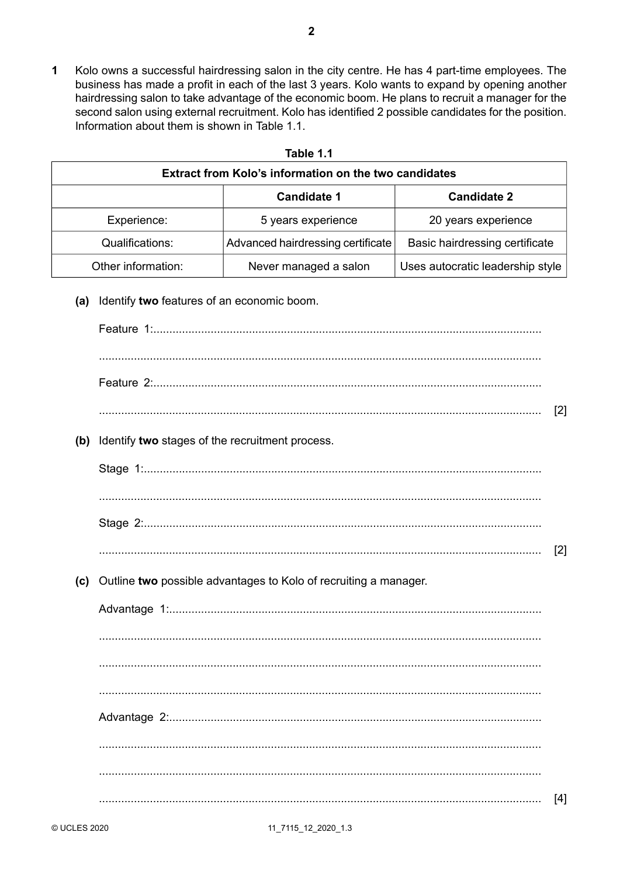**1** Kolo owns a successful hairdressing salon in the city centre. He has 4 part-time employees. The business has made a profit in each of the last 3 years. Kolo wants to expand by opening another hairdressing salon to take advantage of the economic boom. He plans to recruit a manager for the second salon using external recruitment. Kolo has identified 2 possible candidates for the position. Information about them is shown in Table 1.1.

**Table 1.1**

| Extract from Kolo's information on the two candidates | | |
|---|---|---|
| | **Candidate 1** | **Candidate 2** |
| Experience: | 5 years experience | 20 years experience |
| Qualifications: | Advanced hairdressing certificate | Basic hairdressing certificate |
| Other information: | Never managed a salon | Uses autocratic leadership style |

**(a)** Identify **two** features of an economic boom.

Feature 1:..........................................................................................................................

..........................................................................................................................

Feature 2:..........................................................................................................................

.......................................................................................................................... [2]

**(b)** Identify **two** stages of the recruitment process.

Stage 1:..........................................................................................................................

..........................................................................................................................

Stage 2:..........................................................................................................................

.......................................................................................................................... [2]

**(c)** Outline **two** possible advantages to Kolo of recruiting a manager.

Advantage 1:..........................................................................................................................

..........................................................................................................................

..........................................................................................................................

..........................................................................................................................

Advantage 2:..........................................................................................................................

..........................................................................................................................

..........................................................................................................................

.......................................................................................................................... [4]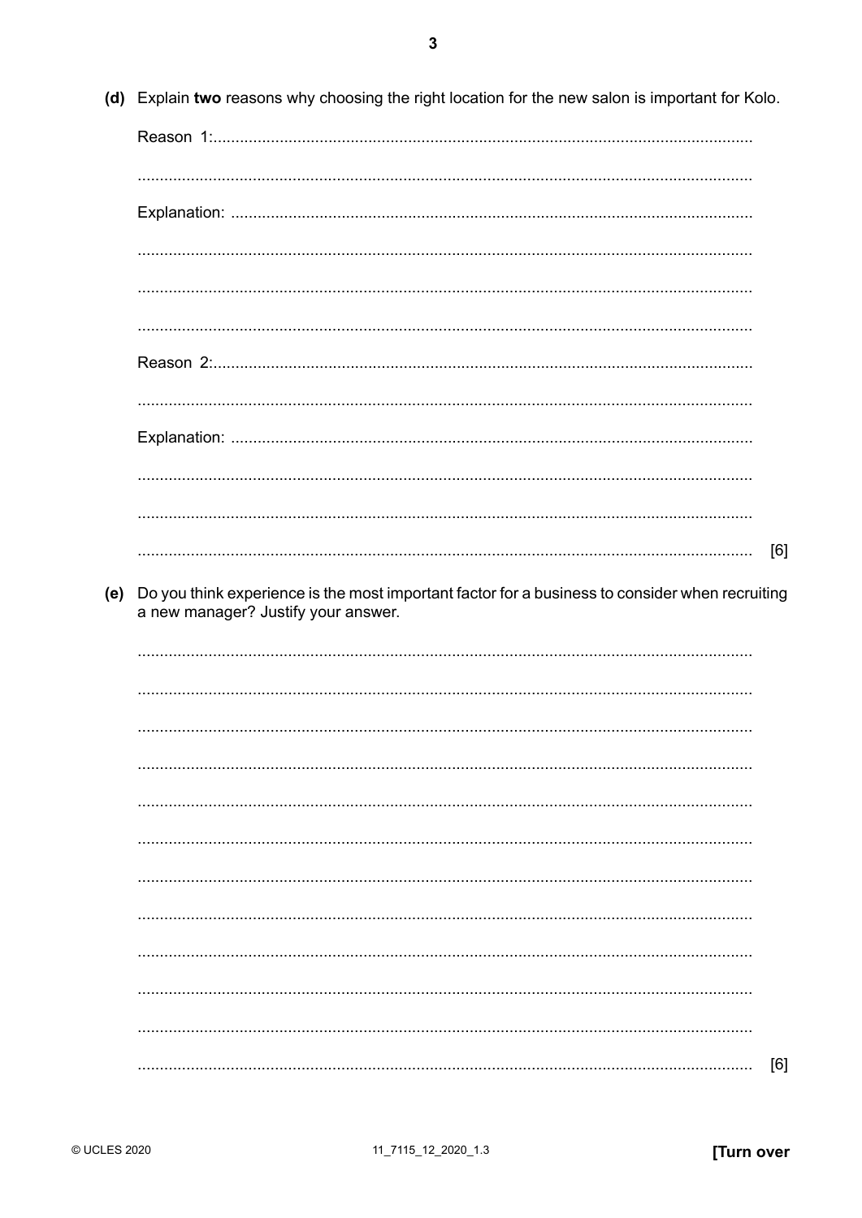(d) Explain **two** reasons why choosing the right location for the new salon is important for Kolo.

Reason 1:.....................................................................................................................

..................................................................................................................................

Explanation: .................................................................................................................

..................................................................................................................................

..................................................................................................................................

..................................................................................................................................

Reason 2:.....................................................................................................................

..................................................................................................................................

Explanation: .................................................................................................................

..................................................................................................................................

..................................................................................................................................

.................................................................................................................................. [6]

(e) Do you think experience is the most important factor for a business to consider when recruiting a new manager? Justify your answer.

..................................................................................................................................

..................................................................................................................................

..................................................................................................................................

..................................................................................................................................

..................................................................................................................................

..................................................................................................................................

..................................................................................................................................

..................................................................................................................................

..................................................................................................................................

..................................................................................................................................

..................................................................................................................................

.................................................................................................................................. [6]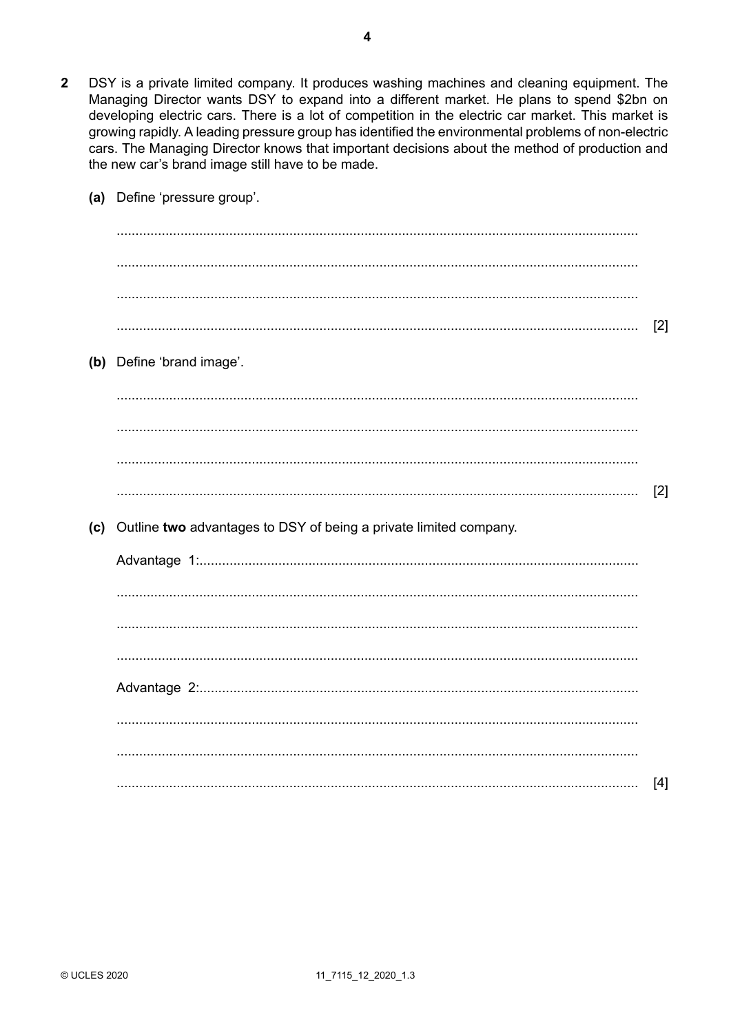**2** DSY is a private limited company. It produces washing machines and cleaning equipment. The Managing Director wants DSY to expand into a different market. He plans to spend $2bn on developing electric cars. There is a lot of competition in the electric car market. This market is growing rapidly. A leading pressure group has identified the environmental problems of non-electric cars. The Managing Director knows that important decisions about the method of production and the new car's brand image still have to be made.

**(a)** Define 'pressure group'.

..........................................................................................................................................

..........................................................................................................................................

..........................................................................................................................................

.......................................................................................................................................... [2]

**(b)** Define 'brand image'.

..........................................................................................................................................

..........................................................................................................................................

..........................................................................................................................................

.......................................................................................................................................... [2]

**(c)** Outline **two** advantages to DSY of being a private limited company.

Advantage 1: ..........................................................................................................................

..........................................................................................................................................

..........................................................................................................................................

..........................................................................................................................................

Advantage 2: ..........................................................................................................................

..........................................................................................................................................

..........................................................................................................................................

.......................................................................................................................................... [4]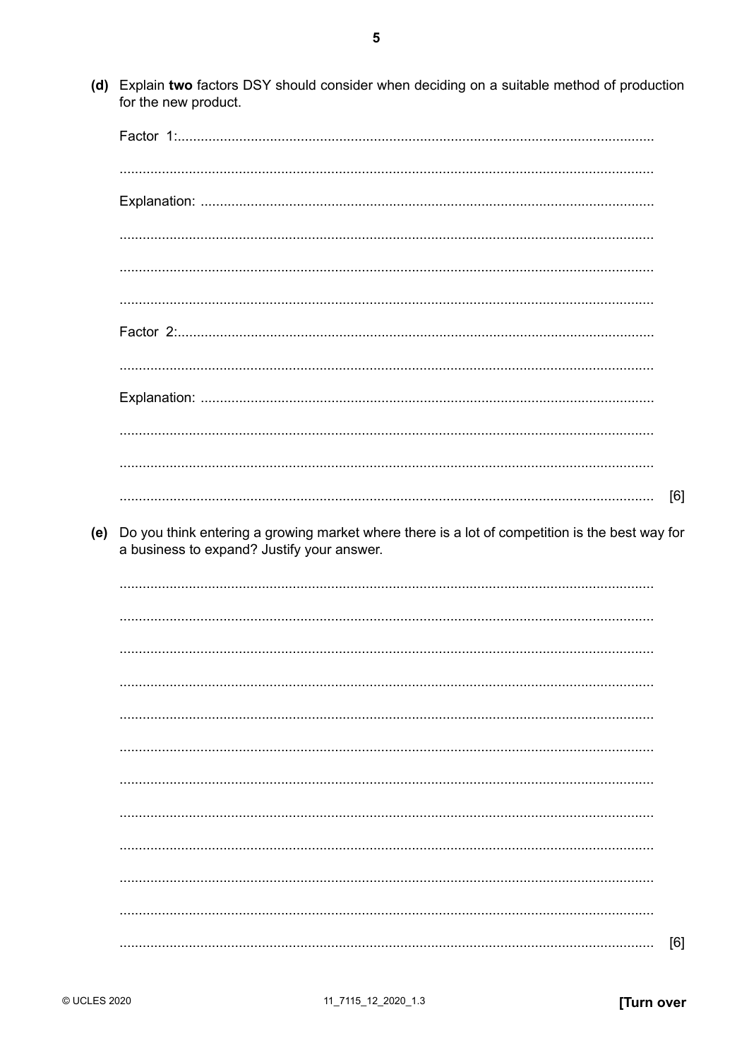(d) Explain **two** factors DSY should consider when deciding on a suitable method of production for the new product.

Factor 1: ..........................................................................................................................

..........................................................................................................................................

Explanation: ......................................................................................................................

..........................................................................................................................................

..........................................................................................................................................

..........................................................................................................................................

Factor 2: ..........................................................................................................................

..........................................................................................................................................

Explanation: ......................................................................................................................

..........................................................................................................................................

..........................................................................................................................................

.......................................................................................................................................... [6]

(e) Do you think entering a growing market where there is a lot of competition is the best way for a business to expand? Justify your answer.

..........................................................................................................................................

..........................................................................................................................................

..........................................................................................................................................

..........................................................................................................................................

..........................................................................................................................................

..........................................................................................................................................

..........................................................................................................................................

..........................................................................................................................................

..........................................................................................................................................

..........................................................................................................................................

..........................................................................................................................................

.......................................................................................................................................... [6]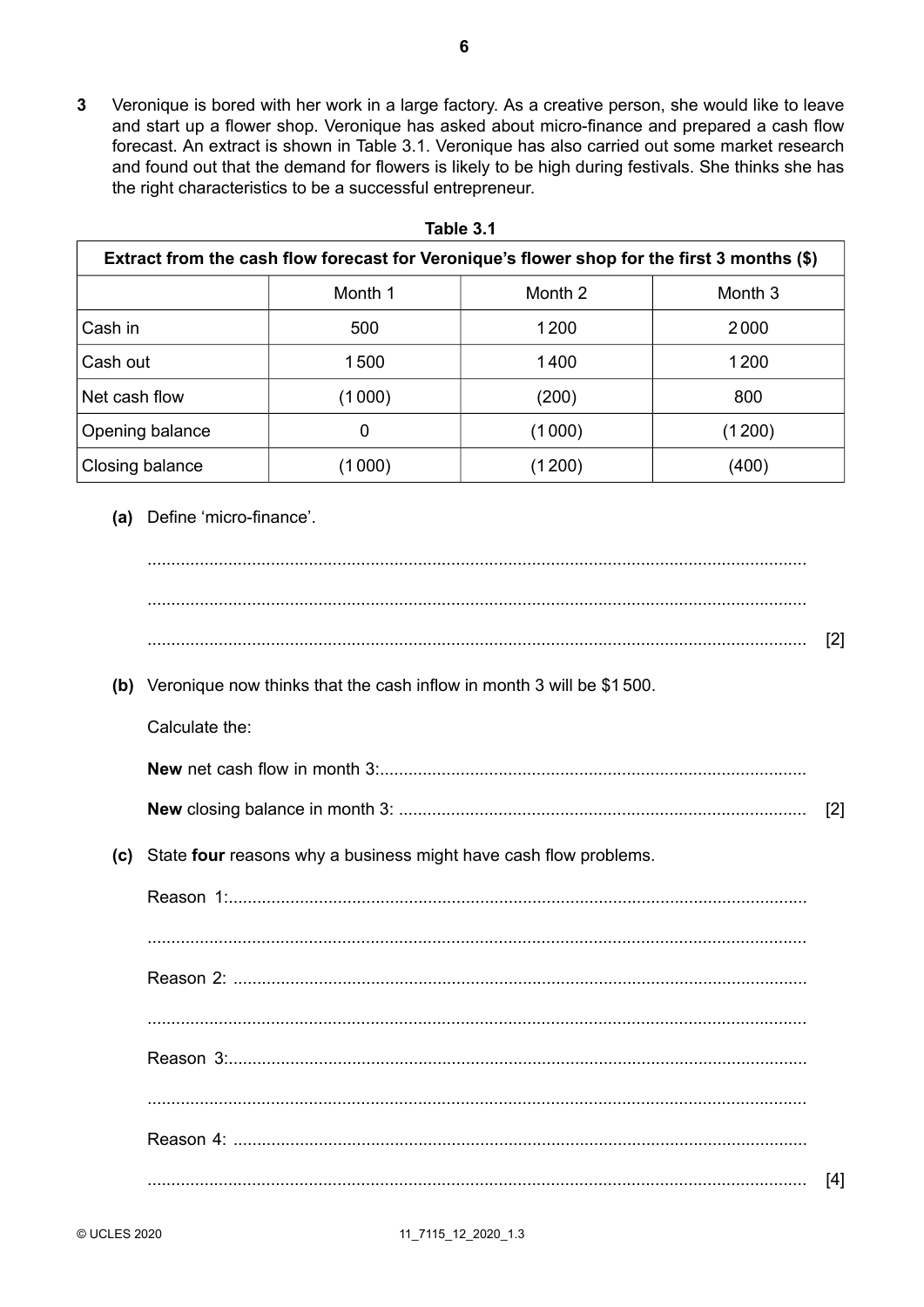**3** Veronique is bored with her work in a large factory. As a creative person, she would like to leave and start up a flower shop. Veronique has asked about micro-finance and prepared a cash flow forecast. An extract is shown in Table 3.1. Veronique has also carried out some market research and found out that the demand for flowers is likely to be high during festivals. She thinks she has the right characteristics to be a successful entrepreneur.

**Table 3.1**

| Extract from the cash flow forecast for Veronique's flower shop for the first 3 months ($) | | | |
|---|---|---|---|
| | Month 1 | Month 2 | Month 3 |
| Cash in | 500 | 1200 | 2000 |
| Cash out | 1500 | 1400 | 1200 |
| Net cash flow | (1000) | (200) | 800 |
| Opening balance | 0 | (1000) | (1200) |
| Closing balance | (1000) | (1200) | (400) |

**(a)** Define 'micro-finance'.

..........................................................................................................................................

..........................................................................................................................................

.......................................................................................................................................... [2]

**(b)** Veronique now thinks that the cash inflow in month 3 will be $1500.

Calculate the:

**New** net cash flow in month 3:..........................................................................................

**New** closing balance in month 3: ...................................................................................... [2]

**(c)** State **four** reasons why a business might have cash flow problems.

Reason 1:..........................................................................................................................

..........................................................................................................................................

Reason 2: .........................................................................................................................

..........................................................................................................................................

Reason 3:..........................................................................................................................

..........................................................................................................................................

Reason 4: .........................................................................................................................

.......................................................................................................................................... [4]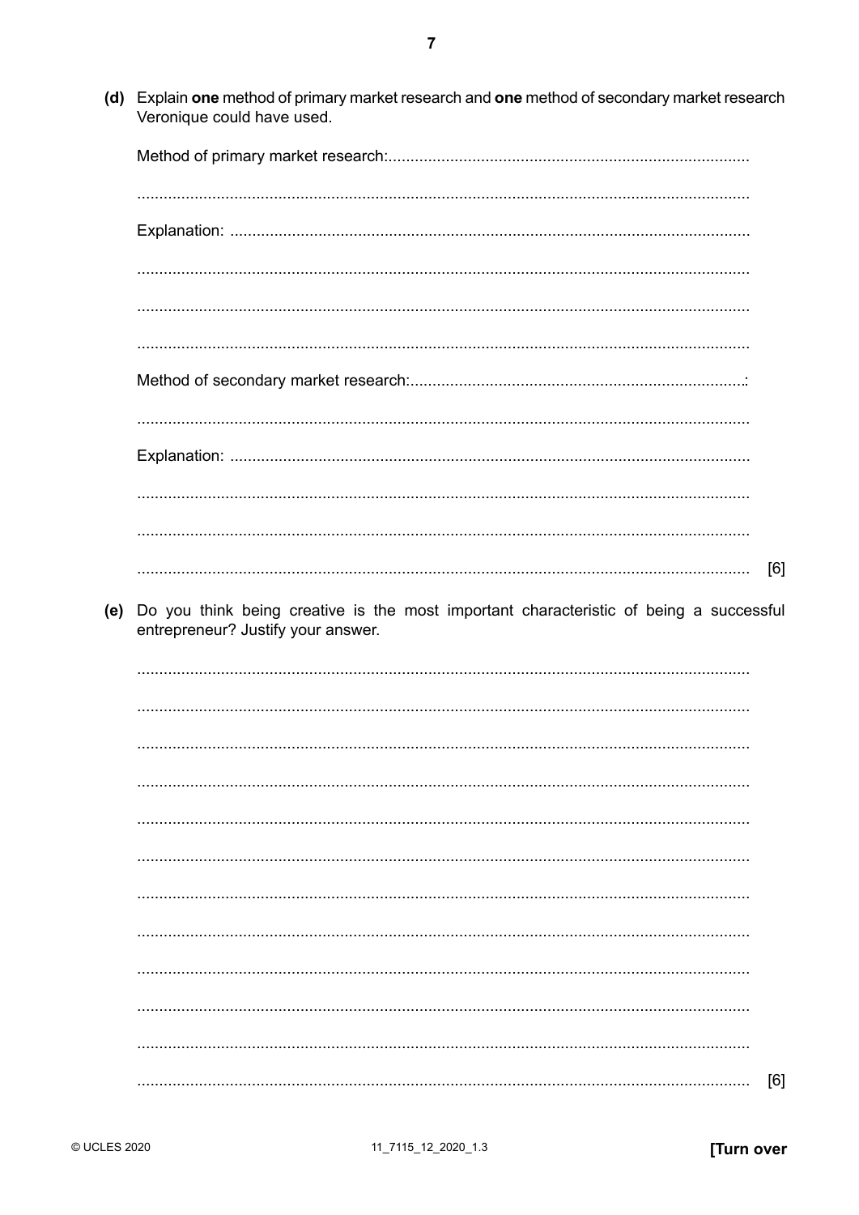(d) Explain **one** method of primary market research and **one** method of secondary market research Veronique could have used.

Method of primary market research: ..........................................................................................

..........................................................................................

Explanation: ..........................................................................................

..........................................................................................

..........................................................................................

..........................................................................................

Method of secondary market research: ..........................................................................................

..........................................................................................

Explanation: ..........................................................................................

..........................................................................................

..........................................................................................

.......................................................................................... [6]

(e) Do you think being creative is the most important characteristic of being a successful entrepreneur? Justify your answer.

..........................................................................................

..........................................................................................

..........................................................................................

..........................................................................................

..........................................................................................

..........................................................................................

..........................................................................................

..........................................................................................

..........................................................................................

..........................................................................................

..........................................................................................

.......................................................................................... [6]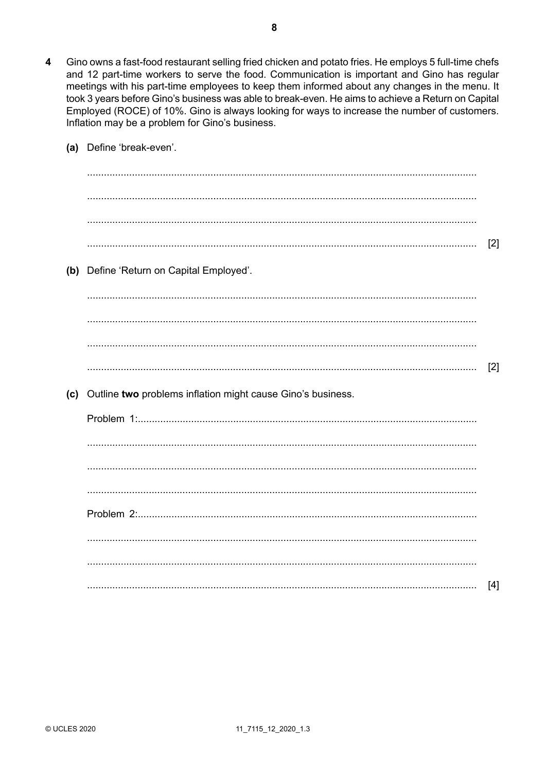**4** Gino owns a fast-food restaurant selling fried chicken and potato fries. He employs 5 full-time chefs and 12 part-time workers to serve the food. Communication is important and Gino has regular meetings with his part-time employees to keep them informed about any changes in the menu. It took 3 years before Gino's business was able to break-even. He aims to achieve a Return on Capital Employed (ROCE) of 10%. Gino is always looking for ways to increase the number of customers. Inflation may be a problem for Gino's business.

**(a)** Define 'break-even'.

..........................................................................................................................................

..........................................................................................................................................

..........................................................................................................................................

.......................................................................................................................................... [2]

**(b)** Define 'Return on Capital Employed'.

..........................................................................................................................................

..........................................................................................................................................

..........................................................................................................................................

.......................................................................................................................................... [2]

**(c)** Outline **two** problems inflation might cause Gino's business.

Problem 1:..............................................................................................................................

..........................................................................................................................................

..........................................................................................................................................

..........................................................................................................................................

Problem 2:..............................................................................................................................

..........................................................................................................................................

..........................................................................................................................................

.......................................................................................................................................... [4]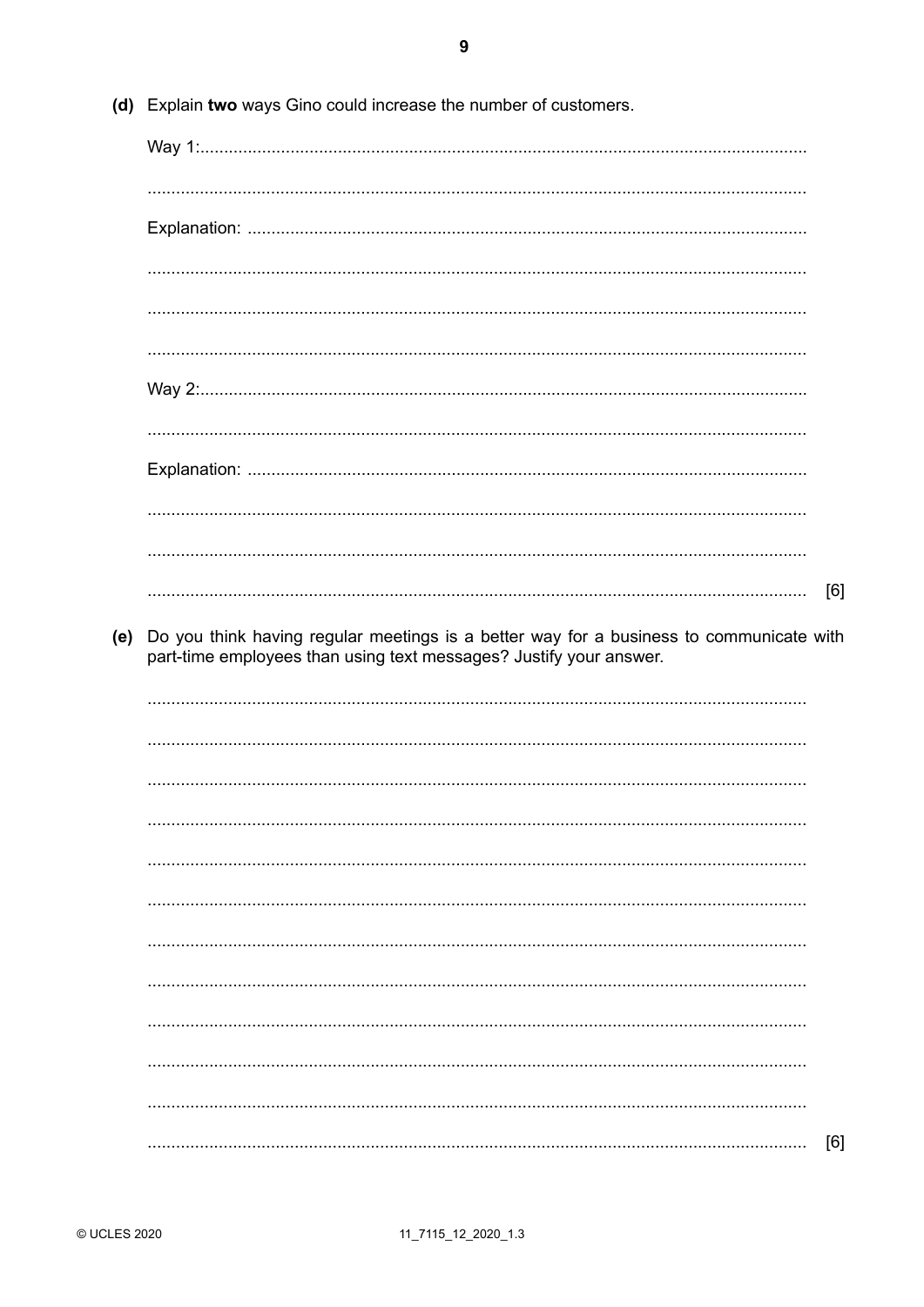(d) Explain **two** ways Gino could increase the number of customers.

Way 1: ....................................................................................................................................

..............................................................................................................................................

Explanation: ..........................................................................................................................

..............................................................................................................................................

..............................................................................................................................................

..............................................................................................................................................

Way 2: ....................................................................................................................................

..............................................................................................................................................

Explanation: ..........................................................................................................................

..............................................................................................................................................

..............................................................................................................................................

.............................................................................................................................................. [6]

(e) Do you think having regular meetings is a better way for a business to communicate with part-time employees than using text messages? Justify your answer.

..............................................................................................................................................

..............................................................................................................................................

..............................................................................................................................................

..............................................................................................................................................

..............................................................................................................................................

..............................................................................................................................................

..............................................................................................................................................

..............................................................................................................................................

..............................................................................................................................................

..............................................................................................................................................

..............................................................................................................................................

.............................................................................................................................................. [6]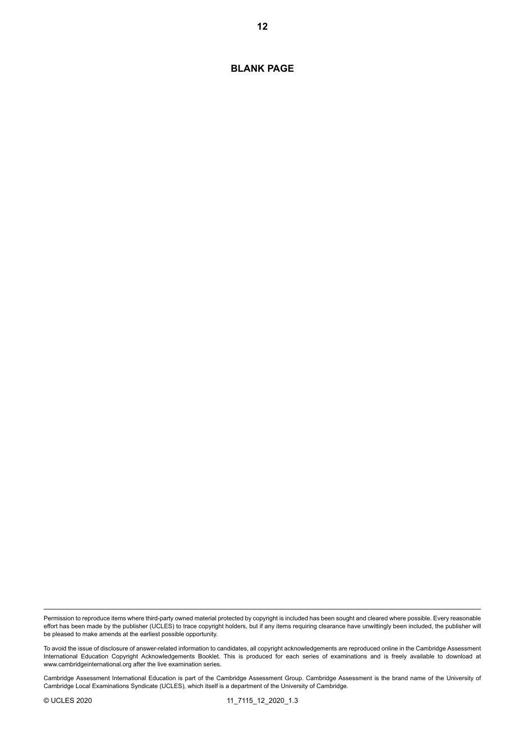**BLANK PAGE**

Permission to reproduce items where third-party owned material protected by copyright is included has been sought and cleared where possible. Every reasonable effort has been made by the publisher (UCLES) to trace copyright holders, but if any items requiring clearance have unwittingly been included, the publisher will be pleased to make amends at the earliest possible opportunity.

To avoid the issue of disclosure of answer-related information to candidates, all copyright acknowledgements are reproduced online in the Cambridge Assessment International Education Copyright Acknowledgements Booklet. This is produced for each series of examinations and is freely available to download at www.cambridgeinternational.org after the live examination series.

Cambridge Assessment International Education is part of the Cambridge Assessment Group. Cambridge Assessment is the brand name of the University of Cambridge Local Examinations Syndicate (UCLES), which itself is a department of the University of Cambridge.

© UCLES 2020 11_7115_12_2020_1.3